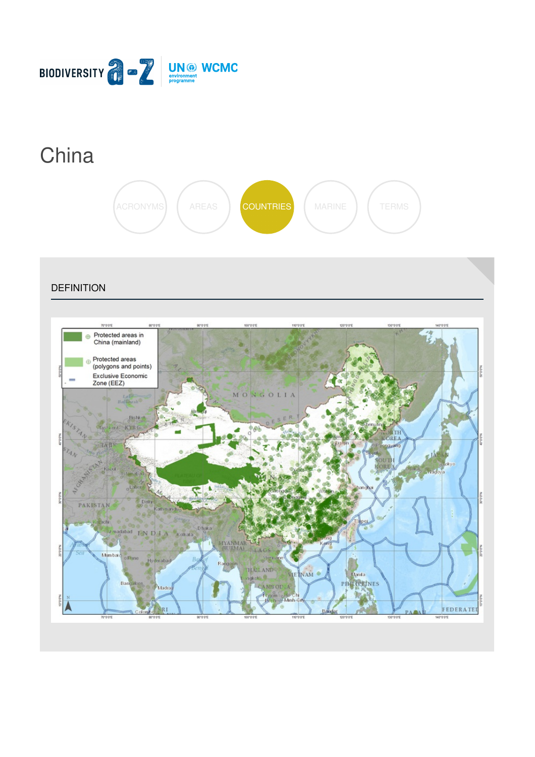# China

ACRONYMS AREAS COUNTRIES MARINE TERMS

## DEFINITION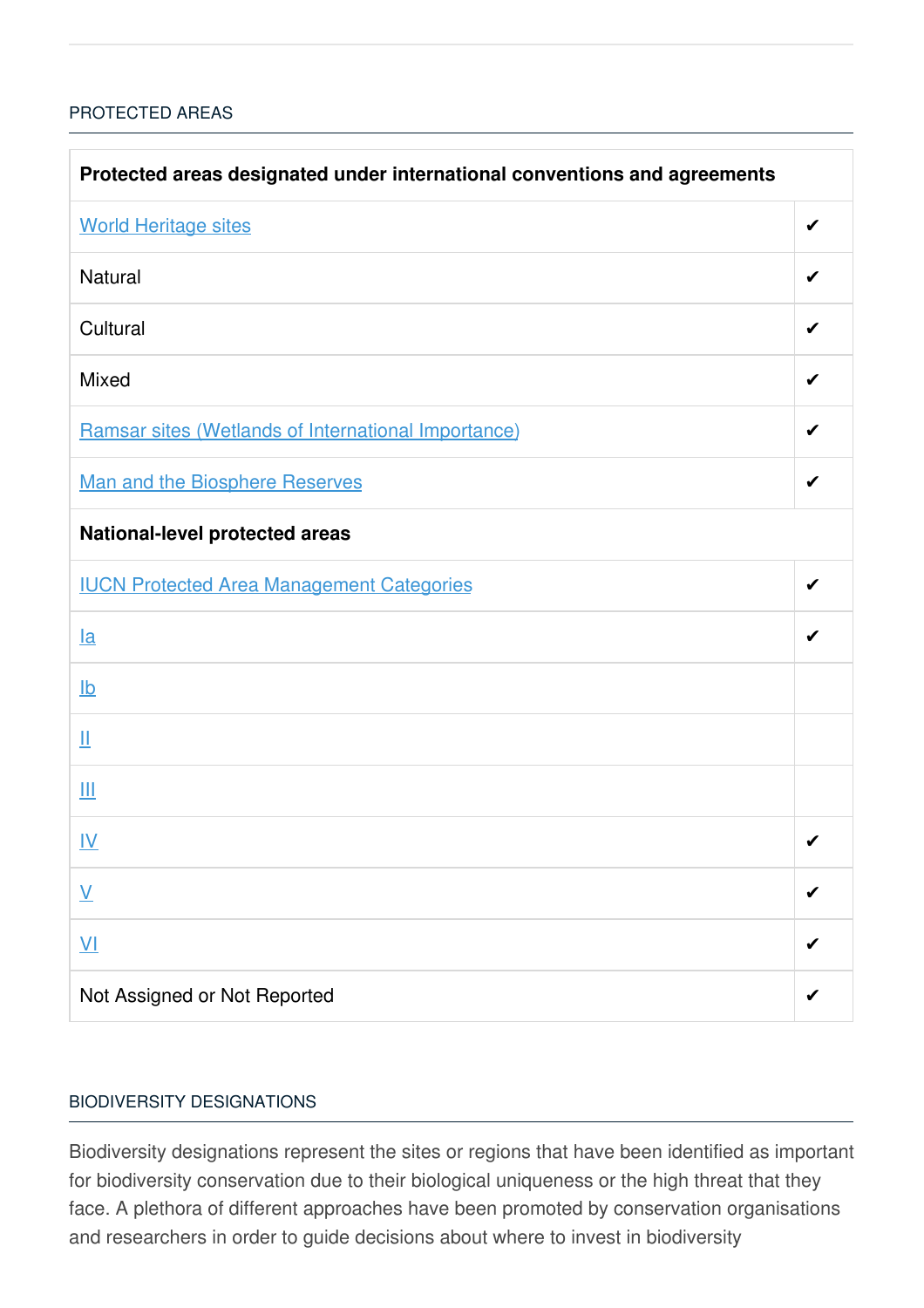## PROTECTED AREAS

| Protected areas designated under international conventions and agreements | |
|---|---|
| World Heritage sites | ✔ |
| Natural | ✔ |
| Cultural | ✔ |
| Mixed | ✔ |
| Ramsar sites (Wetlands of International Importance) | ✔ |
| Man and the Biosphere Reserves | ✔ |
| **National-level protected areas** | |
| IUCN Protected Area Management Categories | ✔ |
| Ia | ✔ |
| Ib | |
| II | |
| III | |
| IV | ✔ |
| V | ✔ |
| VI | ✔ |
| Not Assigned or Not Reported | ✔ |

## BIODIVERSITY DESIGNATIONS

Biodiversity designations represent the sites or regions that have been identified as important for biodiversity conservation due to their biological uniqueness or the high threat that they face. A plethora of different approaches have been promoted by conservation organisations and researchers in order to guide decisions about where to invest in biodiversity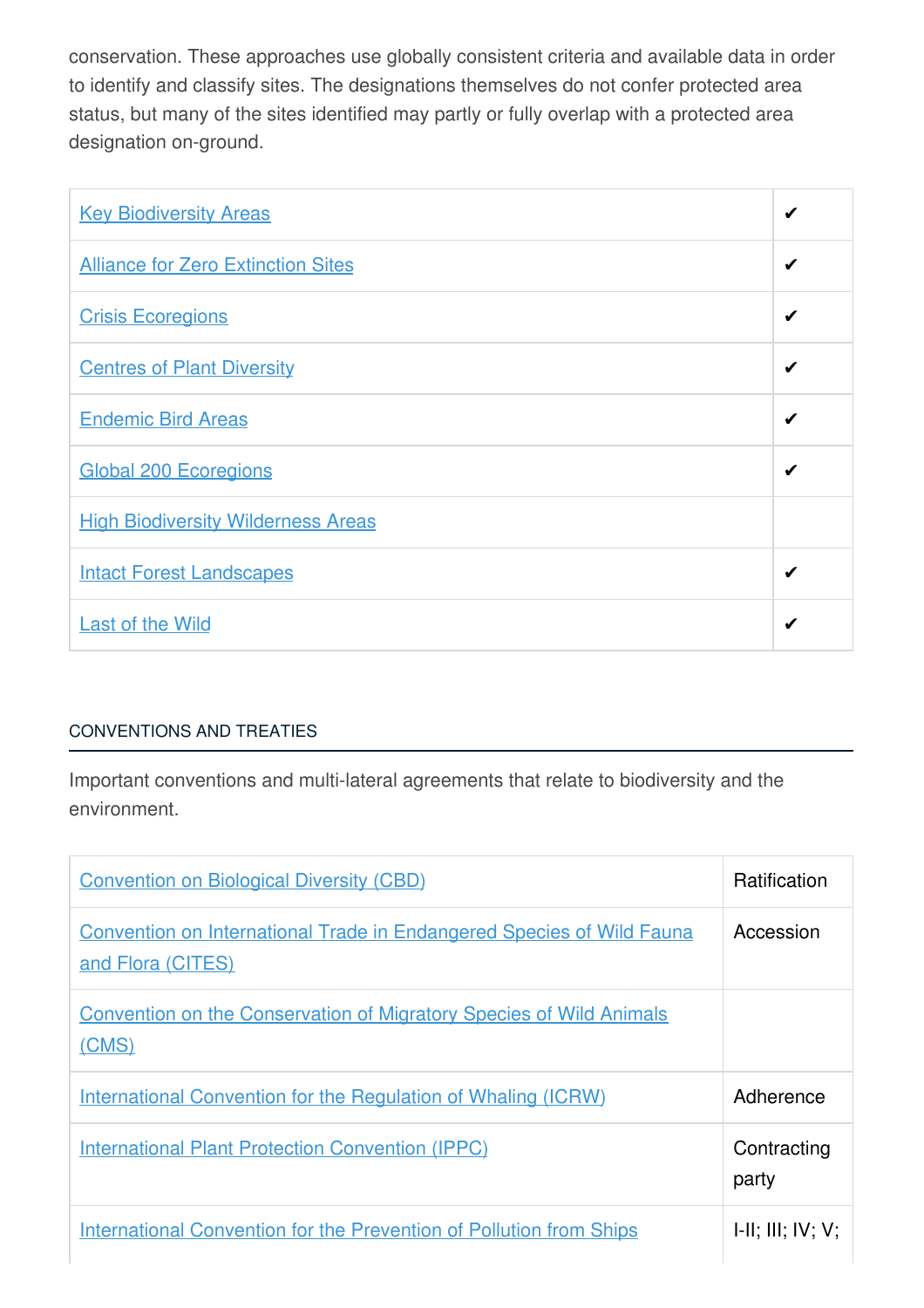conservation. These approaches use globally consistent criteria and available data in order to identify and classify sites. The designations themselves do not confer protected area status, but many of the sites identified may partly or fully overlap with a protected area designation on-ground.

| | |
|---|---|
| Key Biodiversity Areas | ✔ |
| Alliance for Zero Extinction Sites | ✔ |
| Crisis Ecoregions | ✔ |
| Centres of Plant Diversity | ✔ |
| Endemic Bird Areas | ✔ |
| Global 200 Ecoregions | ✔ |
| High Biodiversity Wilderness Areas | |
| Intact Forest Landscapes | ✔ |
| Last of the Wild | ✔ |

## CONVENTIONS AND TREATIES

Important conventions and multi-lateral agreements that relate to biodiversity and the environment.

| | |
|---|---|
| Convention on Biological Diversity (CBD) | Ratification |
| Convention on International Trade in Endangered Species of Wild Fauna and Flora (CITES) | Accession |
| Convention on the Conservation of Migratory Species of Wild Animals (CMS) | |
| International Convention for the Regulation of Whaling (ICRW) | Adherence |
| International Plant Protection Convention (IPPC) | Contracting party |
| International Convention for the Prevention of Pollution from Ships | I-II; III; IV; V; |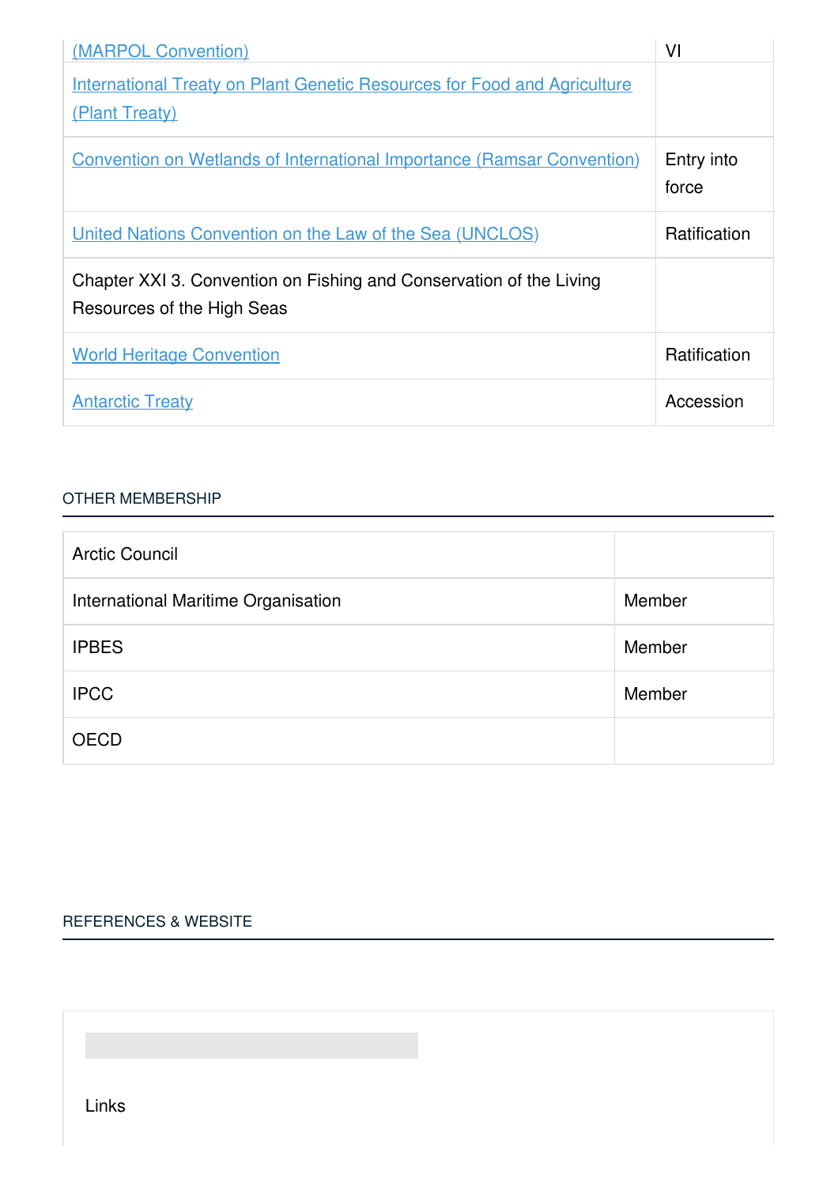| | |
|---|---|
| [(MARPOL Convention)]() | VI |
| [International Treaty on Plant Genetic Resources for Food and Agriculture (Plant Treaty)]() | |
| [Convention on Wetlands of International Importance (Ramsar Convention)]() | Entry into force |
| [United Nations Convention on the Law of the Sea (UNCLOS)]() | Ratification |
| Chapter XXI 3. Convention on Fishing and Conservation of the Living Resources of the High Seas | |
| [World Heritage Convention]() | Ratification |
| [Antarctic Treaty]() | Accession |

## OTHER MEMBERSHIP

| | |
|---|---|
| Arctic Council | |
| International Maritime Organisation | Member |
| IPBES | Member |
| IPCC | Member |
| OECD | |

## REFERENCES & WEBSITE

Links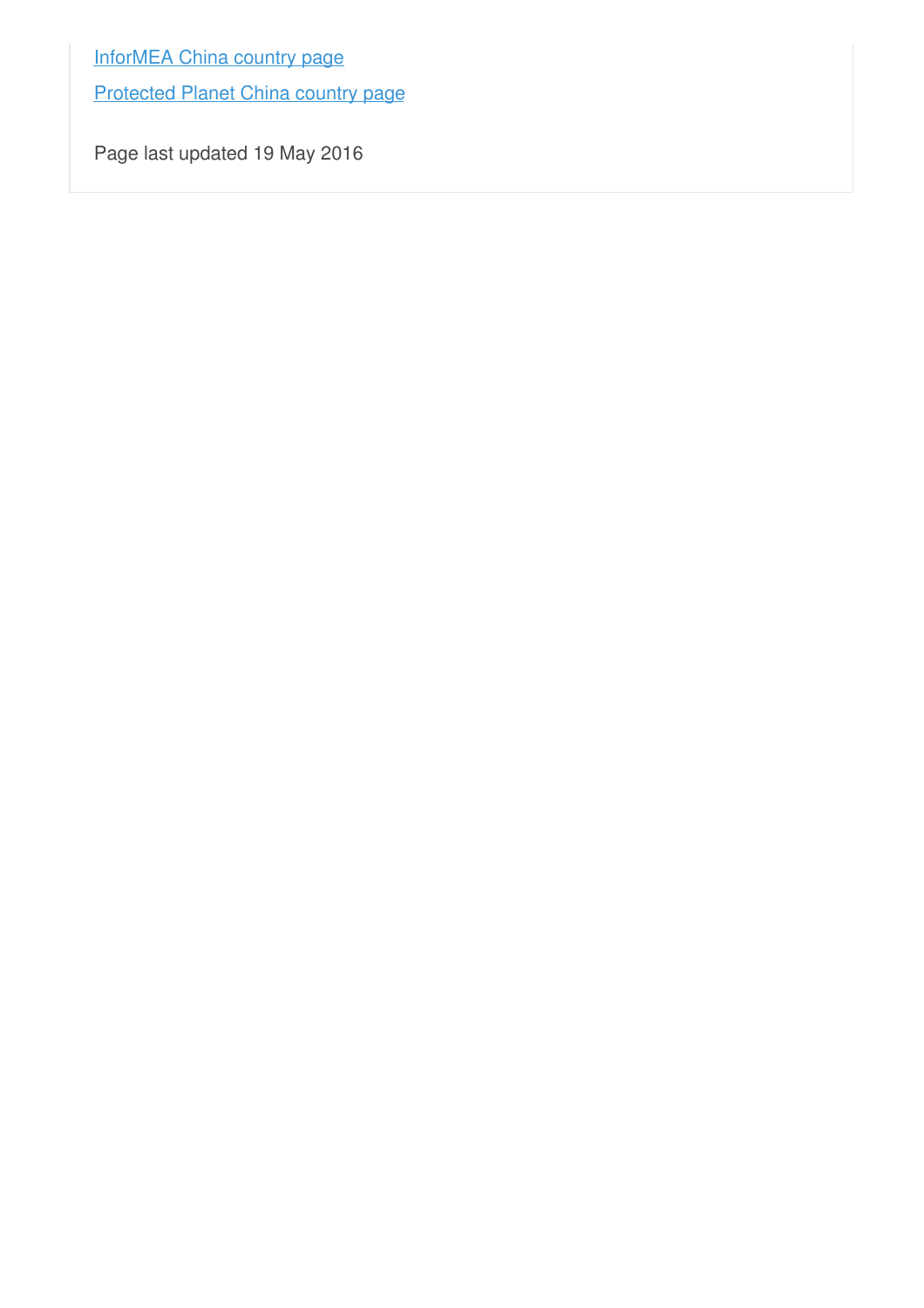[InforMEA China country page]

[Protected Planet China country page]

Page last updated 19 May 2016